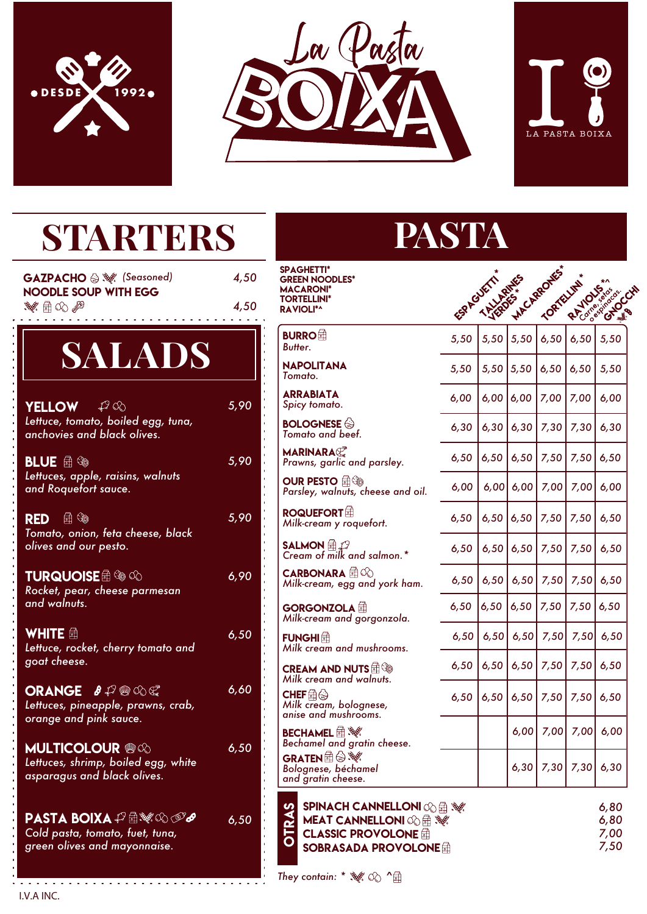# La Pasta BOIXA

DESDE 1992

LA PASTA BOIXA

## STARTERS

**GAZPACHO** *(Seasoned)* — 4,50

**NOODLE SOUP WITH EGG** — 4,50

## SALADS

**YELLOW** — 5,90
*Lettuce, tomato, boiled egg, tuna, anchovies and black olives.*

**BLUE** — 5,90
*Lettuces, apple, raisins, walnuts and Roquefort sauce.*

**RED** — 5,90
*Tomato, onion, feta cheese, black olives and our pesto.*

**TURQUOISE** — 6,90
*Rocket, pear, cheese parmesan and walnuts.*

**WHITE** — 6,50
*Lettuce, rocket, cherry tomato and goat cheese.*

**ORANGE** — 6,60
*Lettuces, pineapple, prawns, crab, orange and pink sauce.*

**MULTICOLOUR** — 6,50
*Lettuces, shrimp, boiled egg, white asparagus and black olives.*

**PASTA BOIXA** — 6,50
*Cold pasta, tomato, fuet, tuna, green olives and mayonnaise.*

## PASTA

SPAGHETTI* / GREEN NOODLES* / MACARONI* / TORTELLINI* / RAVIOLI*^

| | ESPAGUETTI* | TALLARINES VERDES* | MACARRONES* | TORTELLINI* | RAVIOLIS*^ Carne, setas o espinacas. | GNOCCHI |
|---|---|---|---|---|---|---|
| **BURRO** *Butter.* | 5,50 | 5,50 | 5,50 | 6,50 | 6,50 | 5,50 |
| **NAPOLITANA** *Tomato.* | 5,50 | 5,50 | 5,50 | 6,50 | 6,50 | 5,50 |
| **ARRABIATA** *Spicy tomato.* | 6,00 | 6,00 | 6,00 | 7,00 | 7,00 | 6,00 |
| **BOLOGNESE** *Tomato and beef.* | 6,30 | 6,30 | 6,30 | 7,30 | 7,30 | 6,30 |
| **MARINARA** *Prawns, garlic and parsley.* | 6,50 | 6,50 | 6,50 | 7,50 | 7,50 | 6,50 |
| **OUR PESTO** *Parsley, walnuts, cheese and oil.* | 6,00 | 6,00 | 6,00 | 7,00 | 7,00 | 6,00 |
| **ROQUEFORT** *Milk-cream y roquefort.* | 6,50 | 6,50 | 6,50 | 7,50 | 7,50 | 6,50 |
| **SALMON** *Cream of milk and salmon.** | 6,50 | 6,50 | 6,50 | 7,50 | 7,50 | 6,50 |
| **CARBONARA** *Milk-cream, egg and york ham.* | 6,50 | 6,50 | 6,50 | 7,50 | 7,50 | 6,50 |
| **GORGONZOLA** *Milk-cream and gorgonzola.* | 6,50 | 6,50 | 6,50 | 7,50 | 7,50 | 6,50 |
| **FUNGHI** *Milk cream and mushrooms.* | 6,50 | 6,50 | 6,50 | 7,50 | 7,50 | 6,50 |
| **CREAM AND NUTS** *Milk cream and walnuts.* | 6,50 | 6,50 | 6,50 | 7,50 | 7,50 | 6,50 |
| **CHEF** *Milk cream, bolognese, anise and mushrooms.* | 6,50 | 6,50 | 6,50 | 7,50 | 7,50 | 6,50 |
| **BECHAMEL** *Bechamel and gratin cheese.* | | | 6,00 | 7,00 | 7,00 | 6,00 |
| **GRATEN** *Bolognese, béchamel and gratin cheese.* | | | 6,30 | 7,30 | 7,30 | 6,30 |

### OTRAS

**SPINACH CANNELLONI** — 6,80

**MEAT CANNELLONI** — 6,80

**CLASSIC PROVOLONE** — 7,00

**SOBRASADA PROVOLONE** — 7,50

*They contain:* * ^

I.V.A INC.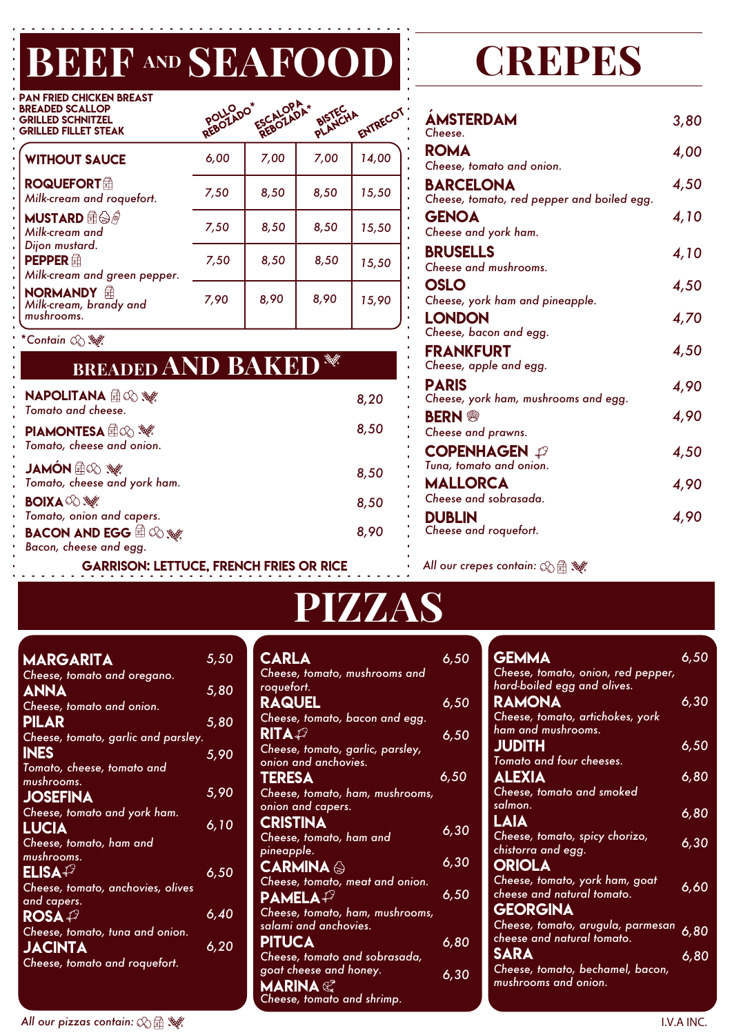# BEEF AND SEAFOOD

| | POLLO REBOZADO* | ESCALOPA REBOZADA* | BISTEC PLANCHA | ENTRECOT |
|---|---|---|---|---|
| PAN FRIED CHICKEN BREAST / BREADED SCALLOP / GRILLED SCHNITZEL / GRILLED FILLET STEAK | | | | |
| **WITHOUT SAUCE** | 6,00 | 7,00 | 7,00 | 14,00 |
| **ROQUEFORT** *Milk-cream and roquefort.* | 7,50 | 8,50 | 8,50 | 15,50 |
| **MUSTARD** *Milk-cream and Dijon mustard.* | 7,50 | 8,50 | 8,50 | 15,50 |
| **PEPPER** *Milk-cream and green pepper.* | 7,50 | 8,50 | 8,50 | 15,50 |
| **NORMANDY** *Milk-cream, brandy and mushrooms.* | 7,90 | 8,90 | 8,90 | 15,90 |

*Contain

## BREADED AND BAKED

**NAPOLITANA** — 8,20
*Tomato and cheese.*

**PIAMONTESA** — 8,50
*Tomato, cheese and onion.*

**JAMÓN** — 8,50
*Tomato, cheese and york ham.*

**BOIXA** — 8,50
*Tomato, onion and capers.*

**BACON AND EGG** — 8,90
*Bacon, cheese and egg.*

**GARRISON: LETTUCE, FRENCH FRIES OR RICE**

# CREPES

**ÁMSTERDAM** — 3,80
*Cheese.*

**ROMA** — 4,00
*Cheese, tomato and onion.*

**BARCELONA** — 4,50
*Cheese, tomato, red pepper and boiled egg.*

**GENOA** — 4,10
*Cheese and york ham.*

**BRUSELLS** — 4,10
*Cheese and mushrooms.*

**OSLO** — 4,50
*Cheese, york ham and pineapple.*

**LONDON** — 4,70
*Cheese, bacon and egg.*

**FRANKFURT** — 4,50
*Cheese, apple and egg.*

**PARIS** — 4,90
*Cheese, york ham, mushrooms and egg.*

**BERN** — 4,90
*Cheese and prawns.*

**COPENHAGEN** — 4,50
*Tuna, tomato and onion.*

**MALLORCA** — 4,90
*Cheese and sobrasada.*

**DUBLIN** — 4,90
*Cheese and roquefort.*

*All our crepes contain:*

# PIZZAS

**MARGARITA** — 5,50
*Cheese, tomato and oregano.*

**ANNA** — 5,80
*Cheese, tomato and onion.*

**PILAR** — 5,80
*Cheese, tomato, garlic and parsley.*

**INES** — 5,90
*Tomato, cheese, tomato and mushrooms.*

**JOSEFINA** — 5,90
*Cheese, tomato and york ham.*

**LUCIA** — 6,10
*Cheese, tomato, ham and mushrooms.*

**ELISA** — 6,50
*Cheese, tomato, anchovies, olives and capers.*

**ROSA** — 6,40
*Cheese, tomato, tuna and onion.*

**JACINTA** — 6,20
*Cheese, tomato and roquefort.*

**CARLA** — 6,50
*Cheese, tomato, mushrooms and roquefort.*

**RAQUEL** — 6,50
*Cheese, tomato, bacon and egg.*

**RITA** — 6,50
*Cheese, tomato, garlic, parsley, onion and anchovies.*

**TERESA** — 6,50
*Cheese, tomato, ham, mushrooms, onion and capers.*

**CRISTINA** — 6,30
*Cheese, tomato, ham and pineapple.*

**CARMINA** — 6,30
*Cheese, tomato, meat and onion.*

**PAMELA** — 6,50
*Cheese, tomato, ham, mushrooms, salami and anchovies.*

**PITUCA** — 6,80
*Cheese, tomato and sobrasada, goat cheese and honey.*

**MARINA** — 6,30
*Cheese, tomato and shrimp.*

**GEMMA** — 6,50
*Cheese, tomato, onion, red pepper, hard-boiled egg and olives.*

**RAMONA** — 6,30
*Cheese, tomato, artichokes, york ham and mushrooms.*

**JUDITH** — 6,50
*Tomato and four cheeses.*

**ALEXIA** — 6,80
*Cheese, tomato and smoked salmon.*

**LAIA** — 6,80
*Cheese, tomato, spicy chorizo, chistorra and egg.*

**ORIOLA** — 6,30
*Cheese, tomato, york ham, goat cheese and natural tomato.*

**GEORGINA** — 6,60
*Cheese, tomato, arugula, parmesan cheese and natural tomato.*

**SARA** — 6,80
*Cheese, tomato, bechamel, bacon, mushrooms and onion.*

6,80

*All our pizzas contain:*

I.V.A INC.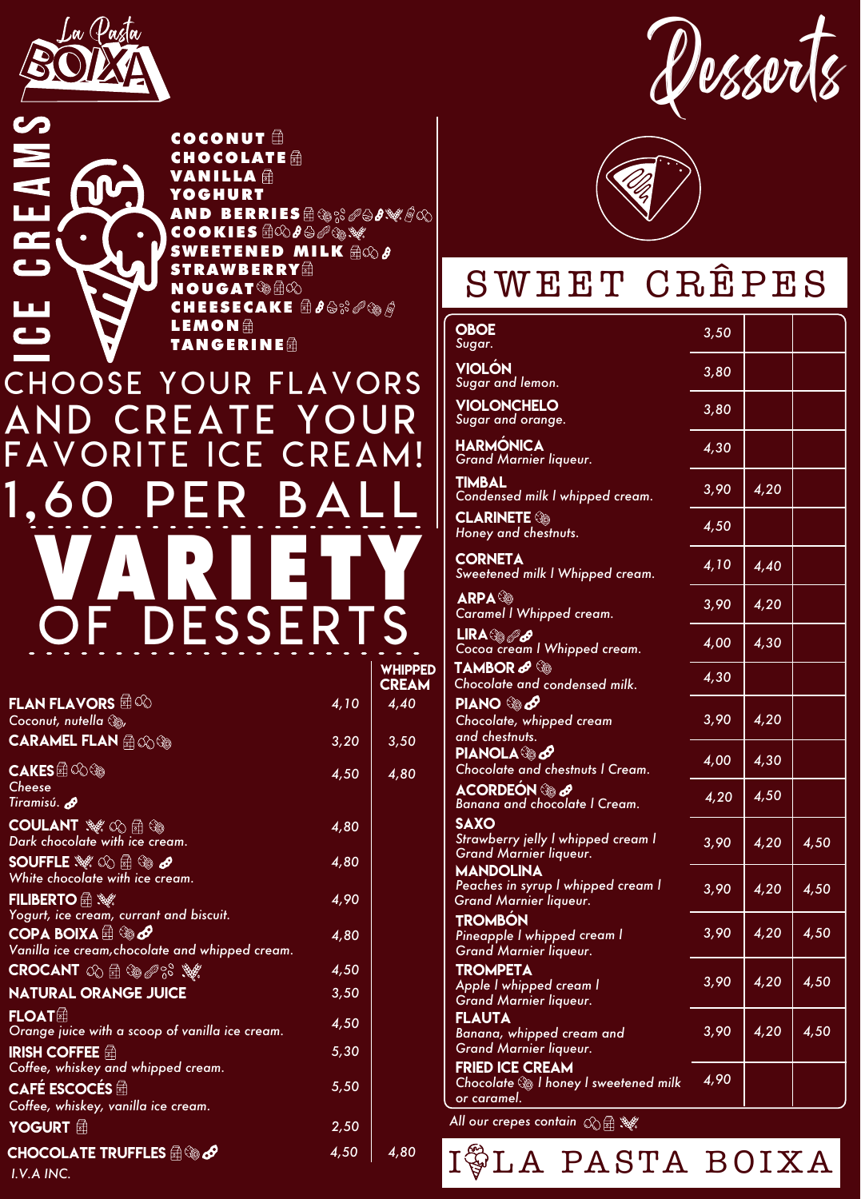# La Pasta BOIXA

# Desserts

## ICE CREAMS

- COCONUT
- CHOCOLATE
- VANILLA
- YOGHURT
- AND BERRIES
- COOKIES
- SWEETENED MILK
- STRAWBERRY
- NOUGAT
- CHEESECAKE
- LEMON
- TANGERINE

CHOOSE YOUR FLAVORS AND CREATE YOUR FAVORITE ICE CREAM!

**1,60 PER BALL**

## VARIETY OF DESSERTS

| | | WHIPPED CREAM |
|---|---|---|
| **FLAN FLAVORS** <br> *Coconut, nutella* | 4,10 | 4,40 |
| **CARAMEL FLAN** | 3,20 | 3,50 |
| **CAKES** <br> *Cheese* <br> *Tiramisú.* | 4,50 | 4,80 |
| **COULANT** <br> *Dark chocolate with ice cream.* | 4,80 | |
| **SOUFFLE** <br> *White chocolate with ice cream.* | 4,80 | |
| **FILIBERTO** <br> *Yogurt, ice cream, currant and biscuit.* | 4,90 | |
| **COPA BOIXA** <br> *Vanilla ice cream, chocolate and whipped cream.* | 4,80 | |
| **CROCANT** | 4,50 | |
| **NATURAL ORANGE JUICE** | 3,50 | |
| **FLOAT** <br> *Orange juice with a scoop of vanilla ice cream.* | 4,50 | |
| **IRISH COFFEE** <br> *Coffee, whiskey and whipped cream.* | 5,30 | |
| **CAFÉ ESCOCÉS** <br> *Coffee, whiskey, vanilla ice cream.* | 5,50 | |
| **YOGURT** | 2,50 | |
| **CHOCOLATE TRUFFLES** | 4,50 | 4,80 |

I.V.A INC.

## SWEET CRÊPES

| | | | |
|---|---|---|---|
| **OBOE** <br> *Sugar.* | 3,50 | | |
| **VIOLÓN** <br> *Sugar and lemon.* | 3,80 | | |
| **VIOLONCHELO** <br> *Sugar and orange.* | 3,80 | | |
| **HARMÓNICA** <br> *Grand Marnier liqueur.* | 4,30 | | |
| **TIMBAL** <br> *Condensed milk / whipped cream.* | 3,90 | 4,20 | |
| **CLARINETE** <br> *Honey and chestnuts.* | 4,50 | | |
| **CORNETA** <br> *Sweetened milk / Whipped cream.* | 4,10 | 4,40 | |
| **ARPA** <br> *Caramel / Whipped cream.* | 3,90 | 4,20 | |
| **LIRA** <br> *Cocoa cream / Whipped cream.* | 4,00 | 4,30 | |
| **TAMBOR** <br> *Chocolate and condensed milk.* | 4,30 | | |
| **PIANO** <br> *Chocolate, whipped cream and chestnuts.* | 3,90 | 4,20 | |
| **PIANOLA** <br> *Chocolate and chestnuts / Cream.* | 4,00 | 4,30 | |
| **ACORDEÓN** <br> *Banana and chocolate / Cream.* | 4,20 | 4,50 | |
| **SAXO** <br> *Strawberry jelly / whipped cream / Grand Marnier liqueur.* | 3,90 | 4,20 | 4,50 |
| **MANDOLINA** <br> *Peaches in syrup / whipped cream / Grand Marnier liqueur.* | 3,90 | 4,20 | 4,50 |
| **TROMBÓN** <br> *Pineapple / whipped cream / Grand Marnier liqueur.* | 3,90 | 4,20 | 4,50 |
| **TROMPETA** <br> *Apple / whipped cream / Grand Marnier liqueur.* | 3,90 | 4,20 | 4,50 |
| **FLAUTA** <br> *Banana, whipped cream and Grand Marnier liqueur.* | 3,90 | 4,20 | 4,50 |
| **FRIED ICE CREAM** <br> *Chocolate / honey / sweetened milk or caramel.* | 4,90 | | |

*All our crepes contain*

LA PASTA BOIXA